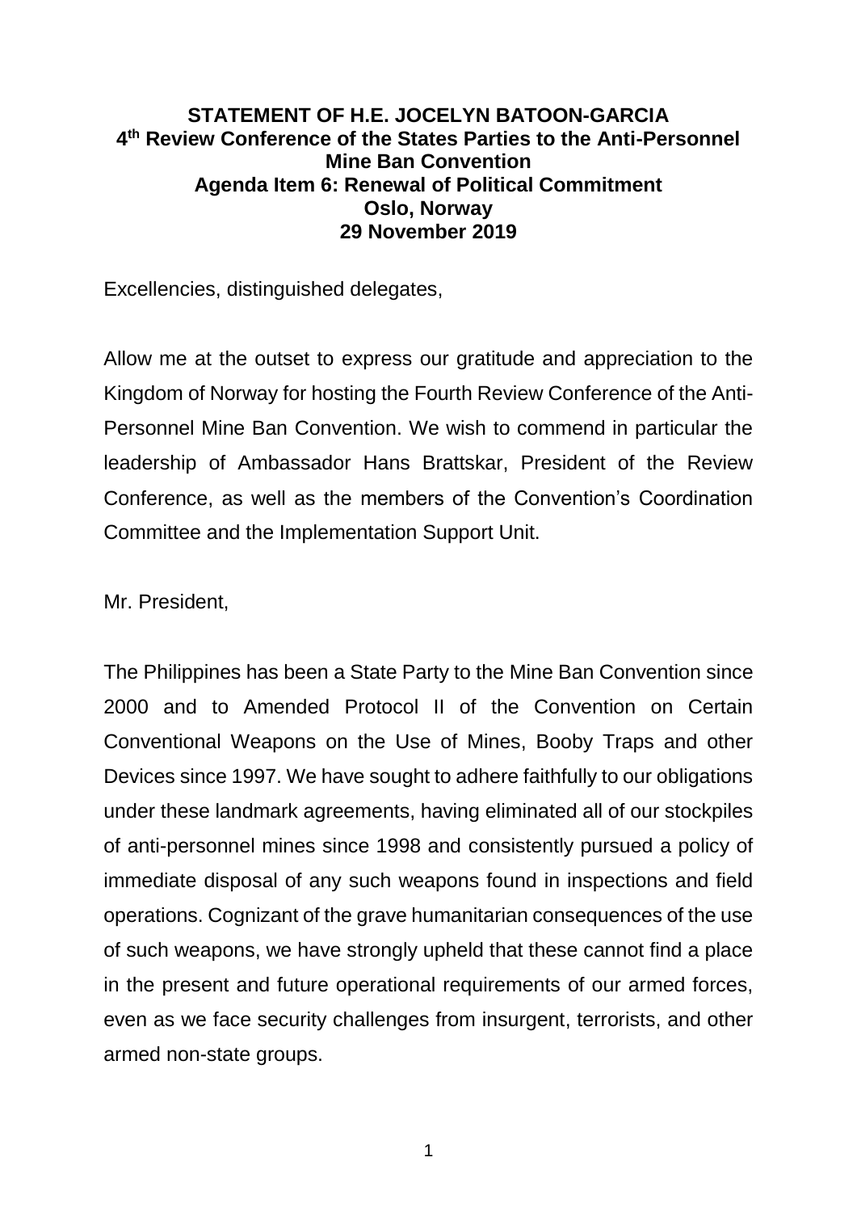**STATEMENT OF H.E. JOCELYN BATOON-GARCIA**
**4th Review Conference of the States Parties to the Anti-Personnel Mine Ban Convention**
**Agenda Item 6: Renewal of Political Commitment**
**Oslo, Norway**
**29 November 2019**

Excellencies, distinguished delegates,

Allow me at the outset to express our gratitude and appreciation to the Kingdom of Norway for hosting the Fourth Review Conference of the Anti-Personnel Mine Ban Convention. We wish to commend in particular the leadership of Ambassador Hans Brattskar, President of the Review Conference, as well as the members of the Convention's Coordination Committee and the Implementation Support Unit.

Mr. President,

The Philippines has been a State Party to the Mine Ban Convention since 2000 and to Amended Protocol II of the Convention on Certain Conventional Weapons on the Use of Mines, Booby Traps and other Devices since 1997. We have sought to adhere faithfully to our obligations under these landmark agreements, having eliminated all of our stockpiles of anti-personnel mines since 1998 and consistently pursued a policy of immediate disposal of any such weapons found in inspections and field operations. Cognizant of the grave humanitarian consequences of the use of such weapons, we have strongly upheld that these cannot find a place in the present and future operational requirements of our armed forces, even as we face security challenges from insurgent, terrorists, and other armed non-state groups.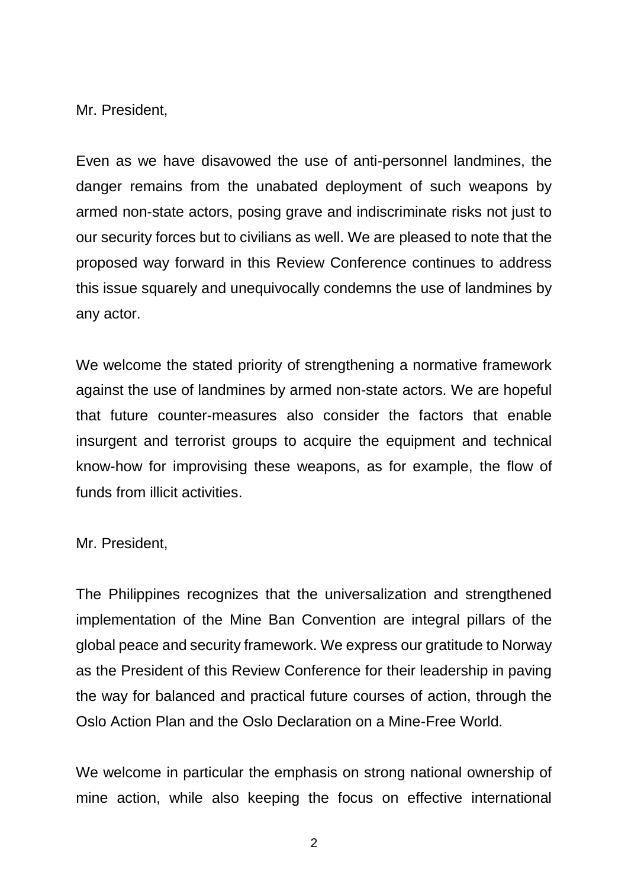Mr. President,

Even as we have disavowed the use of anti-personnel landmines, the danger remains from the unabated deployment of such weapons by armed non-state actors, posing grave and indiscriminate risks not just to our security forces but to civilians as well. We are pleased to note that the proposed way forward in this Review Conference continues to address this issue squarely and unequivocally condemns the use of landmines by any actor.

We welcome the stated priority of strengthening a normative framework against the use of landmines by armed non-state actors. We are hopeful that future counter-measures also consider the factors that enable insurgent and terrorist groups to acquire the equipment and technical know-how for improvising these weapons, as for example, the flow of funds from illicit activities.

Mr. President,

The Philippines recognizes that the universalization and strengthened implementation of the Mine Ban Convention are integral pillars of the global peace and security framework. We express our gratitude to Norway as the President of this Review Conference for their leadership in paving the way for balanced and practical future courses of action, through the Oslo Action Plan and the Oslo Declaration on a Mine-Free World.

We welcome in particular the emphasis on strong national ownership of mine action, while also keeping the focus on effective international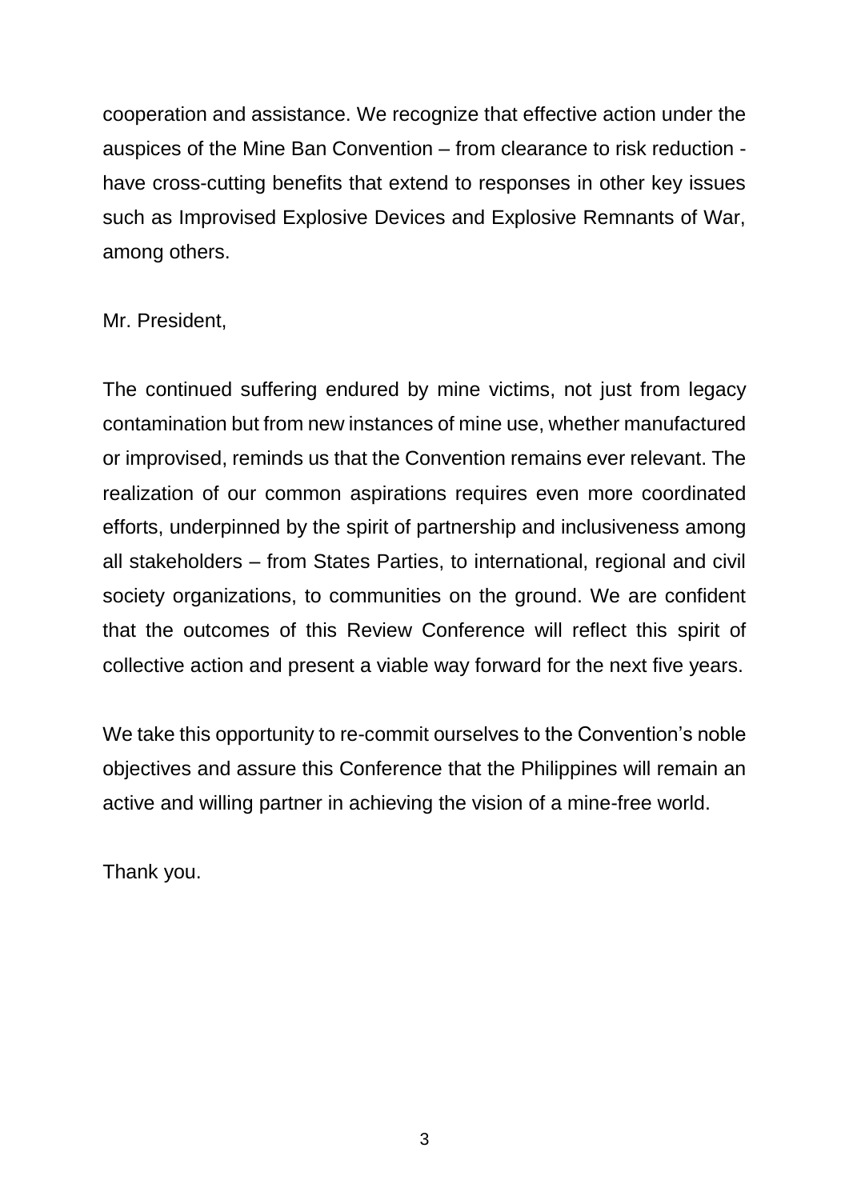cooperation and assistance. We recognize that effective action under the auspices of the Mine Ban Convention – from clearance to risk reduction - have cross-cutting benefits that extend to responses in other key issues such as Improvised Explosive Devices and Explosive Remnants of War, among others.

Mr. President,

The continued suffering endured by mine victims, not just from legacy contamination but from new instances of mine use, whether manufactured or improvised, reminds us that the Convention remains ever relevant. The realization of our common aspirations requires even more coordinated efforts, underpinned by the spirit of partnership and inclusiveness among all stakeholders – from States Parties, to international, regional and civil society organizations, to communities on the ground. We are confident that the outcomes of this Review Conference will reflect this spirit of collective action and present a viable way forward for the next five years.

We take this opportunity to re-commit ourselves to the Convention's noble objectives and assure this Conference that the Philippines will remain an active and willing partner in achieving the vision of a mine-free world.

Thank you.